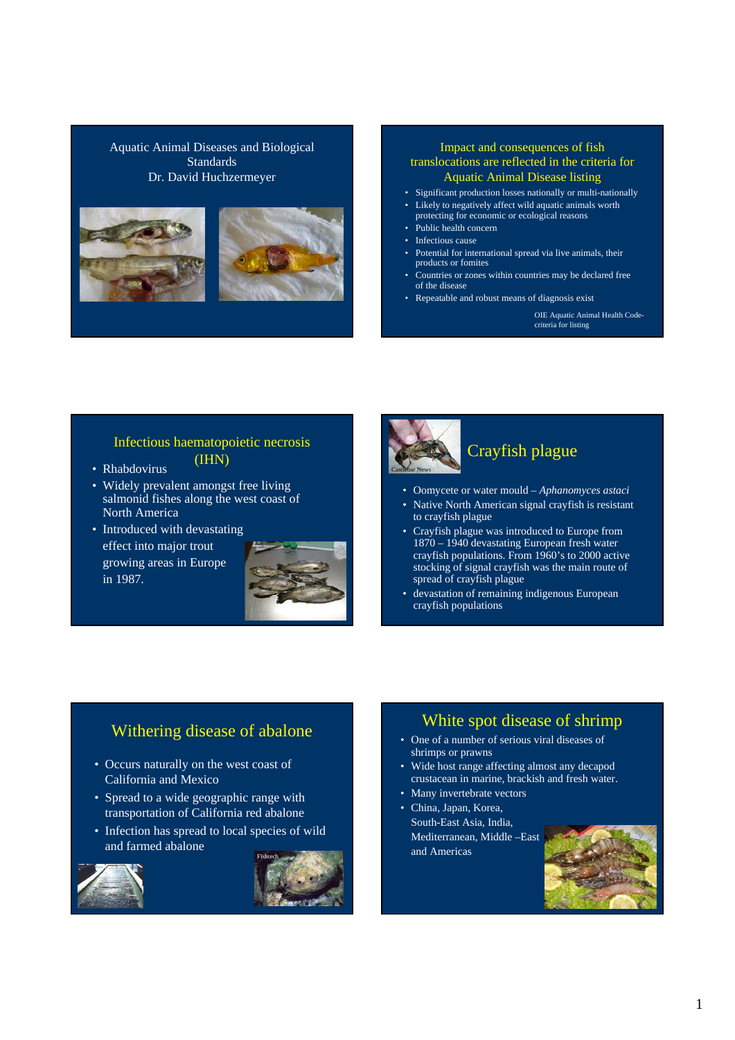## Aquatic Animal Diseases and Biological Standards
Dr. David Huchzermeyer

## Impact and consequences of fish translocations are reflected in the criteria for Aquatic Animal Disease listing

- Significant production losses nationally or multi-nationally
- Likely to negatively affect wild aquatic animals worth protecting for economic or ecological reasons
- Public health concern
- Infectious cause
- Potential for international spread via live animals, their products or fomites
- Countries or zones within countries may be declared free of the disease
- Repeatable and robust means of diagnosis exist

OIE Aquatic Animal Health Code- criteria for listing

## Infectious haematopoietic necrosis (IHN)

- Rhabdovirus
- Widely prevalent amongst free living salmonid fishes along the west coast of North America
- Introduced with devastating effect into major trout growing areas in Europe in 1987.

## Crayfish plague

Castlebar News

- Oomycete or water mould – *Aphanomyces astaci*
- Native North American signal crayfish is resistant to crayfish plague
- Crayfish plague was introduced to Europe from 1870 – 1940 devastating European fresh water crayfish populations. From 1960's to 2000 active stocking of signal crayfish was the main route of spread of crayfish plague
- devastation of remaining indigenous European crayfish populations

## Withering disease of abalone

- Occurs naturally on the west coast of California and Mexico
- Spread to a wide geographic range with transportation of California red abalone
- Infection has spread to local species of wild and farmed abalone

Fishtech

## White spot disease of shrimp

- One of a number of serious viral diseases of shrimps or prawns
- Wide host range affecting almost any decapod crustacean in marine, brackish and fresh water.
- Many invertebrate vectors
- China, Japan, Korea, South-East Asia, India, Mediterranean, Middle –East and Americas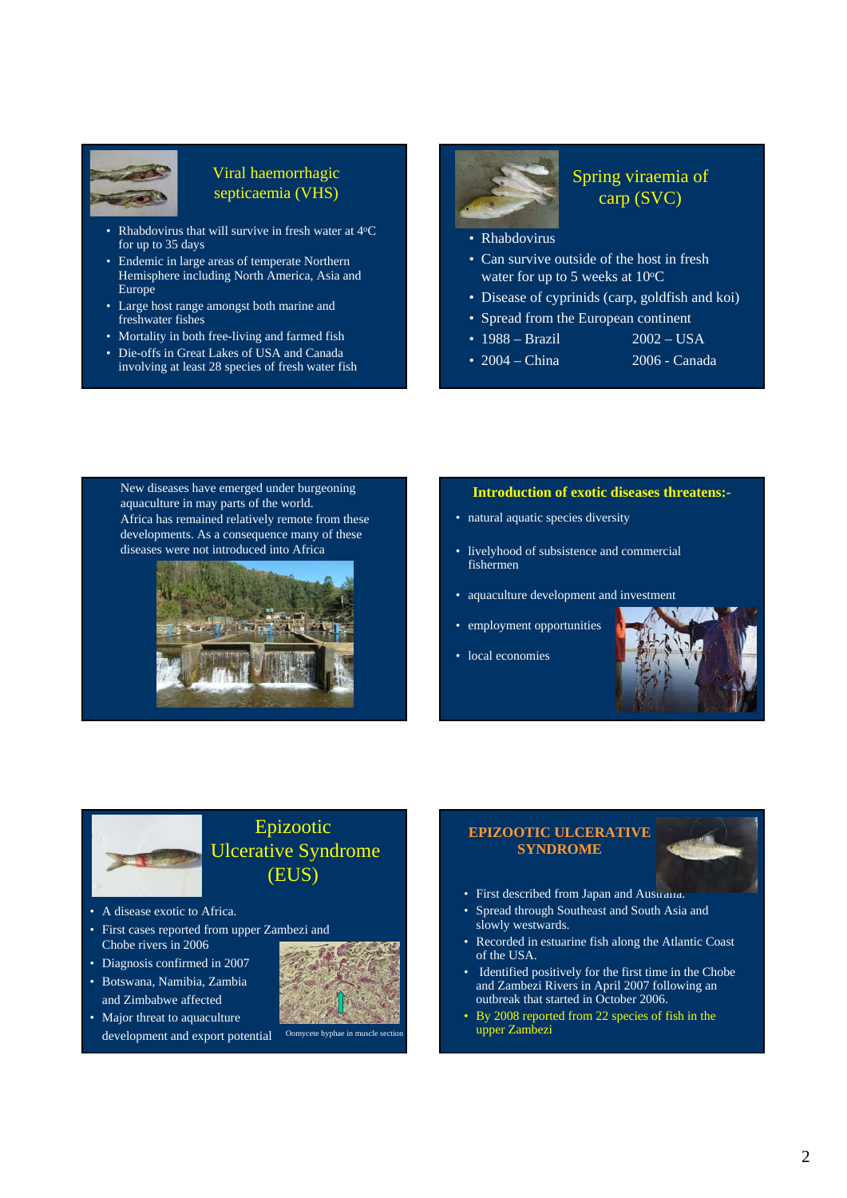## Viral haemorrhagic septicaemia (VHS)

- Rhabdovirus that will survive in fresh water at 4°C for up to 35 days
- Endemic in large areas of temperate Northern Hemisphere including North America, Asia and Europe
- Large host range amongst both marine and freshwater fishes
- Mortality in both free-living and farmed fish
- Die-offs in Great Lakes of USA and Canada involving at least 28 species of fresh water fish

## Spring viraemia of carp (SVC)

- Rhabdovirus
- Can survive outside of the host in fresh water for up to 5 weeks at 10°C
- Disease of cyprinids (carp, goldfish and koi)
- Spread from the European continent
- 1988 – Brazil 2002 – USA
- 2004 – China 2006 - Canada

New diseases have emerged under burgeoning aquaculture in may parts of the world. Africa has remained relatively remote from these developments. As a consequence many of these diseases were not introduced into Africa

## Introduction of exotic diseases threatens:-

- natural aquatic species diversity
- livelyhood of subsistence and commercial fishermen
- aquaculture development and investment
- employment opportunities
- local economies

## Epizootic Ulcerative Syndrome (EUS)

- A disease exotic to Africa.
- First cases reported from upper Zambezi and Chobe rivers in 2006
- Diagnosis confirmed in 2007
- Botswana, Namibia, Zambia and Zimbabwe affected
- Major threat to aquaculture development and export potential

Oomycete hyphae in muscle section

## EPIZOOTIC ULCERATIVE SYNDROME

- First described from Japan and Australia.
- Spread through Southeast and South Asia and slowly westwards.
- Recorded in estuarine fish along the Atlantic Coast of the USA.
- Identified positively for the first time in the Chobe and Zambezi Rivers in April 2007 following an outbreak that started in October 2006.
- By 2008 reported from 22 species of fish in the upper Zambezi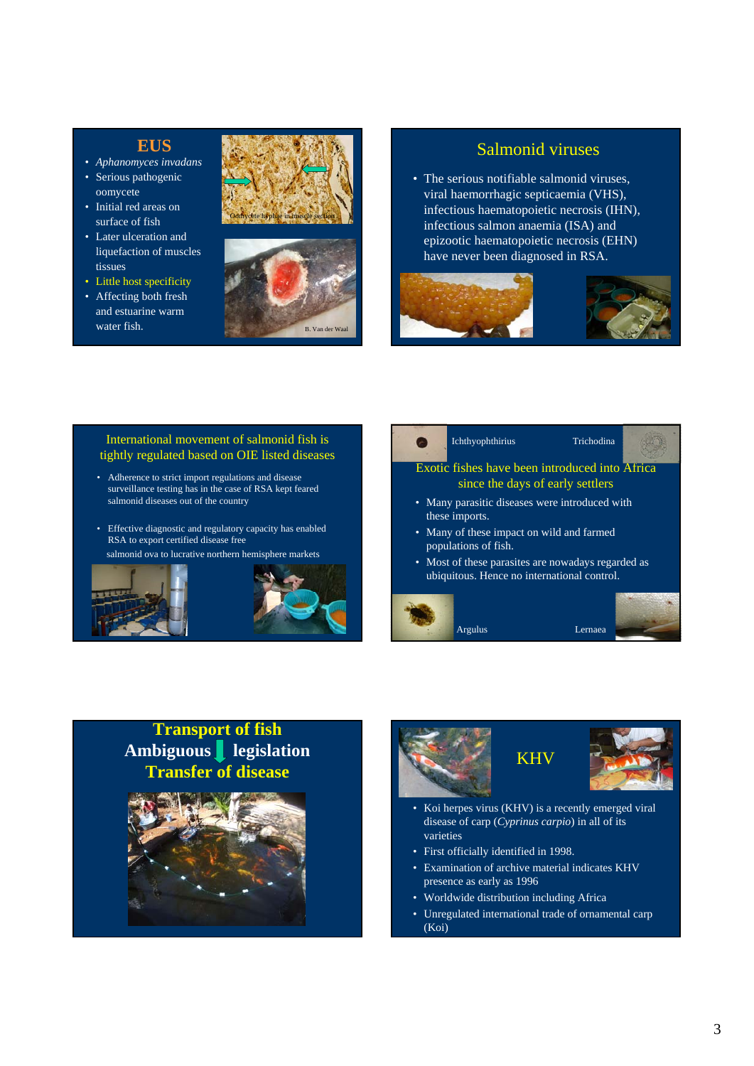## EUS

- *Aphanomyces invadans*
- Serious pathogenic oomycete
- Initial red areas on surface of fish
- Later ulceration and liquefaction of muscles tissues
- Little host specificity
- Affecting both fresh and estuarine warm water fish.

Oomycete hyphae in muscle section

B. Van der Waal

## Salmonid viruses

- The serious notifiable salmonid viruses, viral haemorrhagic septicaemia (VHS), infectious haematopoietic necrosis (IHN), infectious salmon anaemia (ISA) and epizootic haematopoietic necrosis (EHN) have never been diagnosed in RSA.

## International movement of salmonid fish is tightly regulated based on OIE listed diseases

- Adherence to strict import regulations and disease surveillance testing has in the case of RSA kept feared salmonid diseases out of the country
- Effective diagnostic and regulatory capacity has enabled RSA to export certified disease free salmonid ova to lucrative northern hemisphere markets

Ichthyophthirius    Trichodina

## Exotic fishes have been introduced into Africa since the days of early settlers

- Many parasitic diseases were introduced with these imports.
- Many of these impact on wild and farmed populations of fish.
- Most of these parasites are nowadays regarded as ubiquitous. Hence no international control.

Argulus    Lernaea

## Transport of fish
## Ambiguous legislation
## Transfer of disease

## KHV

- Koi herpes virus (KHV) is a recently emerged viral disease of carp (*Cyprinus carpio*) in all of its varieties
- First officially identified in 1998.
- Examination of archive material indicates KHV presence as early as 1996
- Worldwide distribution including Africa
- Unregulated international trade of ornamental carp (Koi)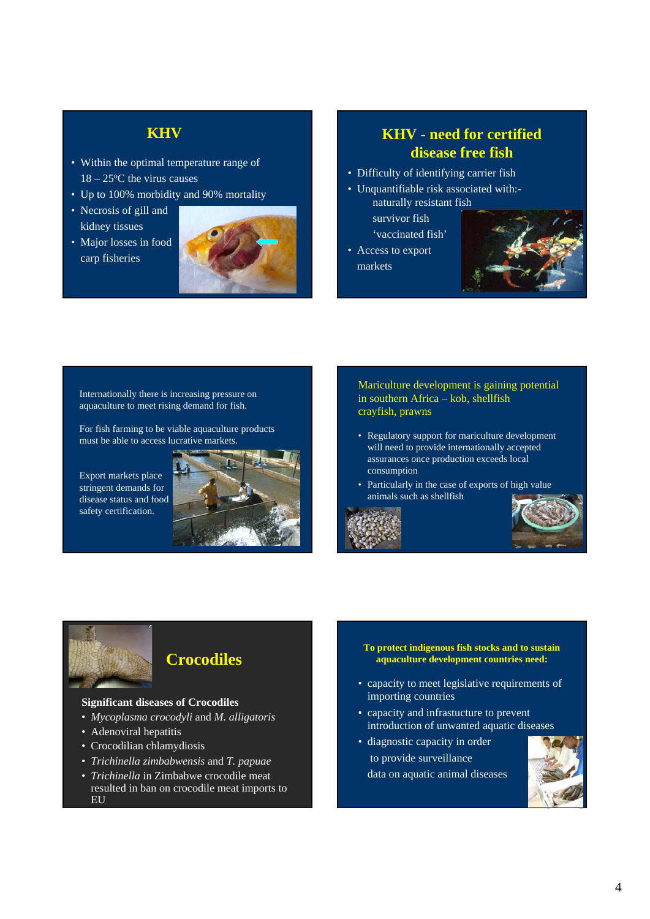## KHV

- Within the optimal temperature range of 18 – 25°C the virus causes
- Up to 100% morbidity and 90% mortality
- Necrosis of gill and kidney tissues
- Major losses in food carp fisheries

## KHV - need for certified disease free fish

- Difficulty of identifying carrier fish
- Unquantifiable risk associated with:-
  - naturally resistant fish
  - survivor fish
  - 'vaccinated fish'
- Access to export markets

Internationally there is increasing pressure on aquaculture to meet rising demand for fish.

For fish farming to be viable aquaculture products must be able to access lucrative markets.

Export markets place stringent demands for disease status and food safety certification.

## Mariculture development is gaining potential in southern Africa – kob, shellfish crayfish, prawns

- Regulatory support for mariculture development will need to provide internationally accepted assurances once production exceeds local consumption
- Particularly in the case of exports of high value animals such as shellfish

## Crocodiles

**Significant diseases of Crocodiles**

- *Mycoplasma crocodyli* and *M. alligatoris*
- Adenoviral hepatitis
- Crocodilian chlamydiosis
- *Trichinella zimbabwensis* and *T. papuae*
- *Trichinella* in Zimbabwe crocodile meat resulted in ban on crocodile meat imports to EU

**To protect indigenous fish stocks and to sustain aquaculture development countries need:**

- capacity to meet legislative requirements of importing countries
- capacity and infrastucture to prevent introduction of unwanted aquatic diseases
- diagnostic capacity in order to provide surveillance data on aquatic animal diseases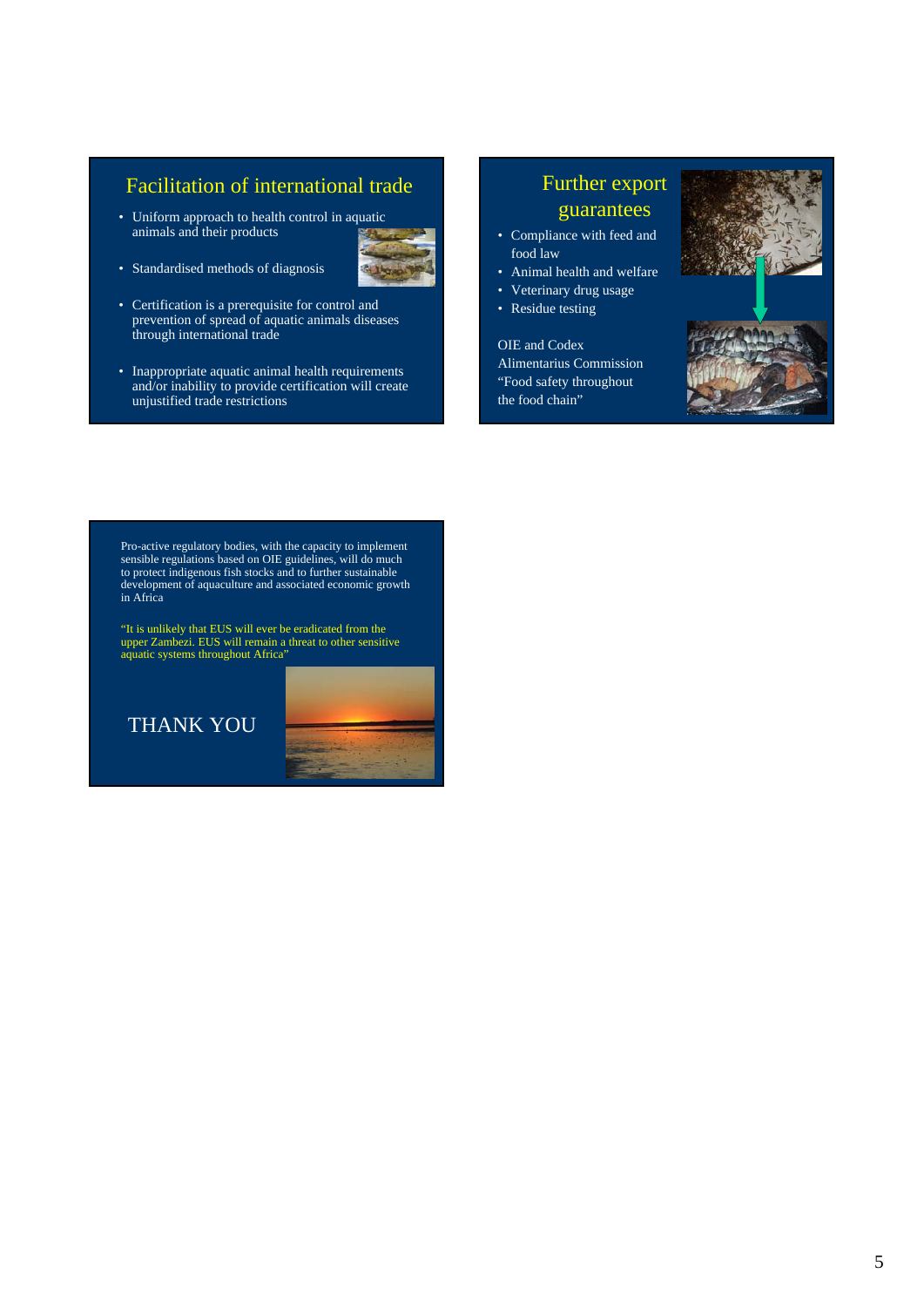## Facilitation of international trade

- Uniform approach to health control in aquatic animals and their products
- Standardised methods of diagnosis
- Certification is a prerequisite for control and prevention of spread of aquatic animals diseases through international trade
- Inappropriate aquatic animal health requirements and/or inability to provide certification will create unjustified trade restrictions

## Further export guarantees

- Compliance with feed and food law
- Animal health and welfare
- Veterinary drug usage
- Residue testing

OIE and Codex Alimentarius Commission "Food safety throughout the food chain"

---

Pro-active regulatory bodies, with the capacity to implement sensible regulations based on OIE guidelines, will do much to protect indigenous fish stocks and to further sustainable development of aquaculture and associated economic growth in Africa

"It is unlikely that EUS will ever be eradicated from the upper Zambezi. EUS will remain a threat to other sensitive aquatic systems throughout Africa"

THANK YOU